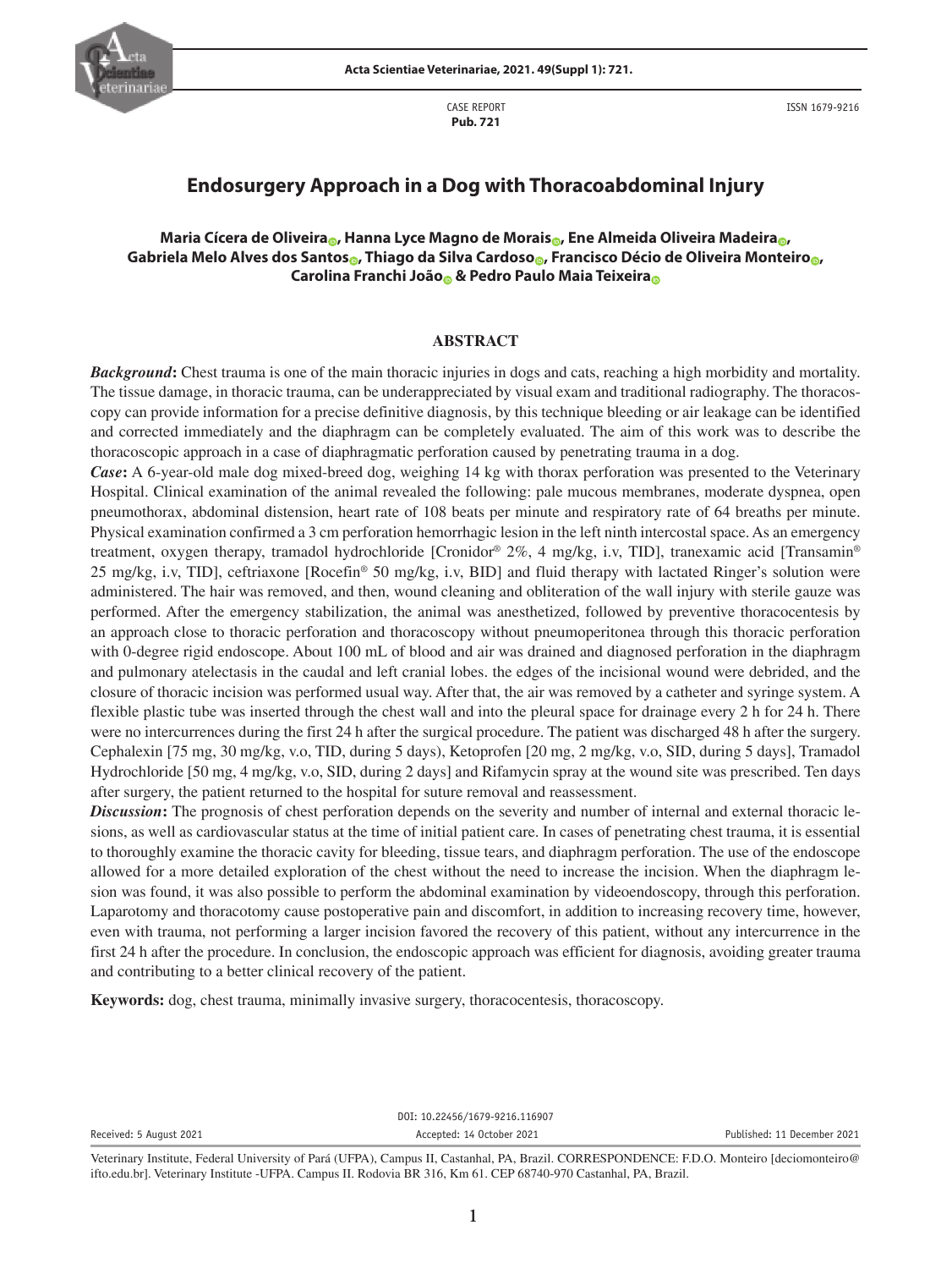CASE REPORT
**Pub. 721**

ISSN 1679-9216

# Endosurgery Approach in a Dog with Thoracoabdominal Injury

**Maria Cícera de Oliveira, Hanna Lyce Magno de Morais, Ene Almeida Oliveira Madeira, Gabriela Melo Alves dos Santos, Thiago da Silva Cardoso, Francisco Décio de Oliveira Monteiro, Carolina Franchi João & Pedro Paulo Maia Teixeira**

## ABSTRACT

***Background*:** Chest trauma is one of the main thoracic injuries in dogs and cats, reaching a high morbidity and mortality. The tissue damage, in thoracic trauma, can be underappreciated by visual exam and traditional radiography. The thoracoscopy can provide information for a precise definitive diagnosis, by this technique bleeding or air leakage can be identified and corrected immediately and the diaphragm can be completely evaluated. The aim of this work was to describe the thoracoscopic approach in a case of diaphragmatic perforation caused by penetrating trauma in a dog.

***Case*:** A 6-year-old male dog mixed-breed dog, weighing 14 kg with thorax perforation was presented to the Veterinary Hospital. Clinical examination of the animal revealed the following: pale mucous membranes, moderate dyspnea, open pneumothorax, abdominal distension, heart rate of 108 beats per minute and respiratory rate of 64 breaths per minute. Physical examination confirmed a 3 cm perforation hemorrhagic lesion in the left ninth intercostal space. As an emergency treatment, oxygen therapy, tramadol hydrochloride [Cronidor® 2%, 4 mg/kg, i.v, TID], tranexamic acid [Transamin® 25 mg/kg, i.v, TID], ceftriaxone [Rocefin® 50 mg/kg, i.v, BID] and fluid therapy with lactated Ringer's solution were administered. The hair was removed, and then, wound cleaning and obliteration of the wall injury with sterile gauze was performed. After the emergency stabilization, the animal was anesthetized, followed by preventive thoracocentesis by an approach close to thoracic perforation and thoracoscopy without pneumoperitonea through this thoracic perforation with 0-degree rigid endoscope. About 100 mL of blood and air was drained and diagnosed perforation in the diaphragm and pulmonary atelectasis in the caudal and left cranial lobes. the edges of the incisional wound were debrided, and the closure of thoracic incision was performed usual way. After that, the air was removed by a catheter and syringe system. A flexible plastic tube was inserted through the chest wall and into the pleural space for drainage every 2 h for 24 h. There were no intercurrences during the first 24 h after the surgical procedure. The patient was discharged 48 h after the surgery. Cephalexin [75 mg, 30 mg/kg, v.o, TID, during 5 days], Ketoprofen [20 mg, 2 mg/kg, v.o, SID, during 5 days], Tramadol Hydrochloride [50 mg, 4 mg/kg, v.o, SID, during 2 days] and Rifamycin spray at the wound site was prescribed. Ten days after surgery, the patient returned to the hospital for suture removal and reassessment.

***Discussion*:** The prognosis of chest perforation depends on the severity and number of internal and external thoracic lesions, as well as cardiovascular status at the time of initial patient care. In cases of penetrating chest trauma, it is essential to thoroughly examine the thoracic cavity for bleeding, tissue tears, and diaphragm perforation. The use of the endoscope allowed for a more detailed exploration of the chest without the need to increase the incision. When the diaphragm lesion was found, it was also possible to perform the abdominal examination by videoendoscopy, through this perforation. Laparotomy and thoracotomy cause postoperative pain and discomfort, in addition to increasing recovery time, however, even with trauma, not performing a larger incision favored the recovery of this patient, without any intercurrence in the first 24 h after the procedure. In conclusion, the endoscopic approach was efficient for diagnosis, avoiding greater trauma and contributing to a better clinical recovery of the patient.

**Keywords:** dog, chest trauma, minimally invasive surgery, thoracocentesis, thoracoscopy.

DOI: 10.22456/1679-9216.116907

Received: 5 August 2021 | Accepted: 14 October 2021 | Published: 11 December 2021

Veterinary Institute, Federal University of Pará (UFPA), Campus II, Castanhal, PA, Brazil. CORRESPONDENCE: F.D.O. Monteiro [deciomonteiro@ifto.edu.br]. Veterinary Institute -UFPA. Campus II. Rodovia BR 316, Km 61. CEP 68740-970 Castanhal, PA, Brazil.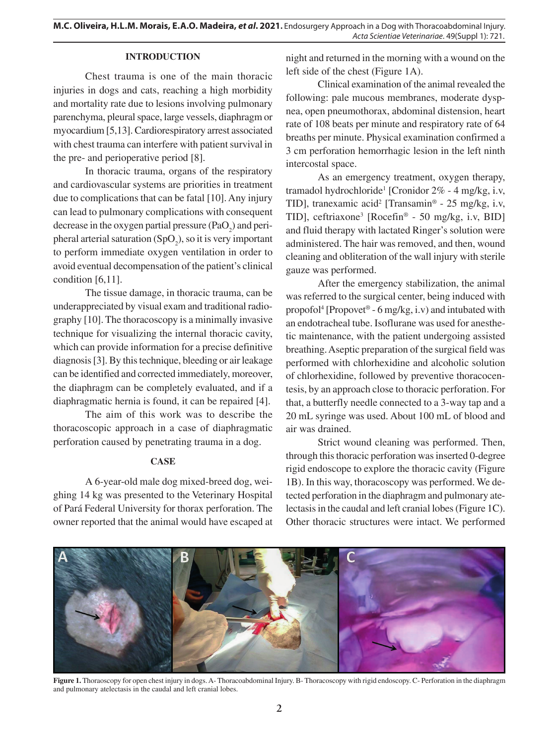## INTRODUCTION

Chest trauma is one of the main thoracic injuries in dogs and cats, reaching a high morbidity and mortality rate due to lesions involving pulmonary parenchyma, pleural space, large vessels, diaphragm or myocardium [5,13]. Cardiorespiratory arrest associated with chest trauma can interfere with patient survival in the pre- and perioperative period [8].

In thoracic trauma, organs of the respiratory and cardiovascular systems are priorities in treatment due to complications that can be fatal [10]. Any injury can lead to pulmonary complications with consequent decrease in the oxygen partial pressure ($PaO_2$) and peripheral arterial saturation ($SpO_2$), so it is very important to perform immediate oxygen ventilation in order to avoid eventual decompensation of the patient's clinical condition [6,11].

The tissue damage, in thoracic trauma, can be underappreciated by visual exam and traditional radiography [10]. The thoracoscopy is a minimally invasive technique for visualizing the internal thoracic cavity, which can provide information for a precise definitive diagnosis [3]. By this technique, bleeding or air leakage can be identified and corrected immediately, moreover, the diaphragm can be completely evaluated, and if a diaphragmatic hernia is found, it can be repaired [4].

The aim of this work was to describe the thoracoscopic approach in a case of diaphragmatic perforation caused by penetrating trauma in a dog.

## CASE

A 6-year-old male dog mixed-breed dog, weighing 14 kg was presented to the Veterinary Hospital of Pará Federal University for thorax perforation. The owner reported that the animal would have escaped at night and returned in the morning with a wound on the left side of the chest (Figure 1A).

Clinical examination of the animal revealed the following: pale mucous membranes, moderate dyspnea, open pneumothorax, abdominal distension, heart rate of 108 beats per minute and respiratory rate of 64 breaths per minute. Physical examination confirmed a 3 cm perforation hemorrhagic lesion in the left ninth intercostal space.

As an emergency treatment, oxygen therapy, tramadol hydrochloride[1] [Cronidor 2% - 4 mg/kg, i.v, TID], tranexamic acid[2] [Transamin® - 25 mg/kg, i.v, TID], ceftriaxone[3] [Rocefin® - 50 mg/kg, i.v, BID] and fluid therapy with lactated Ringer's solution were administered. The hair was removed, and then, wound cleaning and obliteration of the wall injury with sterile gauze was performed.

After the emergency stabilization, the animal was referred to the surgical center, being induced with propofol[4] [Propovet® - 6 mg/kg, i.v) and intubated with an endotracheal tube. Isoflurane was used for anesthetic maintenance, with the patient undergoing assisted breathing. Aseptic preparation of the surgical field was performed with chlorhexidine and alcoholic solution of chlorhexidine, followed by preventive thoracocentesis, by an approach close to thoracic perforation. For that, a butterfly needle connected to a 3-way tap and a 20 mL syringe was used. About 100 mL of blood and air was drained.

Strict wound cleaning was performed. Then, through this thoracic perforation was inserted 0-degree rigid endoscope to explore the thoracic cavity (Figure 1B). In this way, thoracoscopy was performed. We detected perforation in the diaphragm and pulmonary atelectasis in the caudal and left cranial lobes (Figure 1C). Other thoracic structures were intact. We performed

**Figure 1.** Thoraoscopy for open chest injury in dogs. A- Thoracoabdominal Injury. B- Thoracoscopy with rigid endoscopy. C- Perforation in the diaphragm and pulmonary atelectasis in the caudal and left cranial lobes.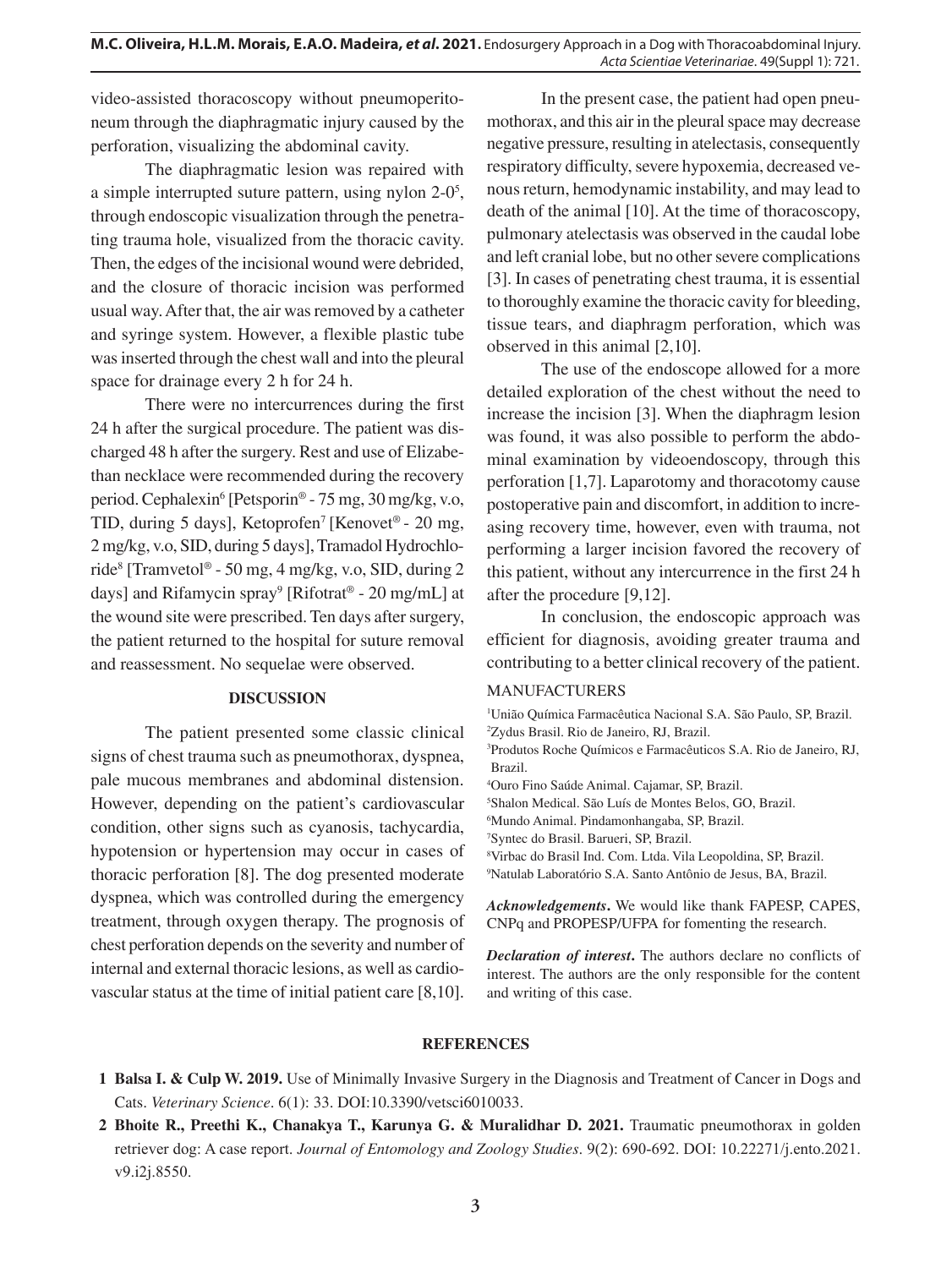video-assisted thoracoscopy without pneumoperitoneum through the diaphragmatic injury caused by the perforation, visualizing the abdominal cavity.

The diaphragmatic lesion was repaired with a simple interrupted suture pattern, using nylon 2-0[5], through endoscopic visualization through the penetrating trauma hole, visualized from the thoracic cavity. Then, the edges of the incisional wound were debrided, and the closure of thoracic incision was performed usual way. After that, the air was removed by a catheter and syringe system. However, a flexible plastic tube was inserted through the chest wall and into the pleural space for drainage every 2 h for 24 h.

There were no intercurrences during the first 24 h after the surgical procedure. The patient was discharged 48 h after the surgery. Rest and use of Elizabethan necklace were recommended during the recovery period. Cephalexin[6] [Petsporin® - 75 mg, 30 mg/kg, v.o, TID, during 5 days], Ketoprofen[7] [Kenovet® - 20 mg, 2 mg/kg, v.o, SID, during 5 days], Tramadol Hydrochloride[8] [Tramvetol® - 50 mg, 4 mg/kg, v.o, SID, during 2 days] and Rifamycin spray[9] [Rifotrat® - 20 mg/mL] at the wound site were prescribed. Ten days after surgery, the patient returned to the hospital for suture removal and reassessment. No sequelae were observed.

## DISCUSSION

The patient presented some classic clinical signs of chest trauma such as pneumothorax, dyspnea, pale mucous membranes and abdominal distension. However, depending on the patient's cardiovascular condition, other signs such as cyanosis, tachycardia, hypotension or hypertension may occur in cases of thoracic perforation [8]. The dog presented moderate dyspnea, which was controlled during the emergency treatment, through oxygen therapy. The prognosis of chest perforation depends on the severity and number of internal and external thoracic lesions, as well as cardiovascular status at the time of initial patient care [8,10].

In the present case, the patient had open pneumothorax, and this air in the pleural space may decrease negative pressure, resulting in atelectasis, consequently respiratory difficulty, severe hypoxemia, decreased venous return, hemodynamic instability, and may lead to death of the animal [10]. At the time of thoracoscopy, pulmonary atelectasis was observed in the caudal lobe and left cranial lobe, but no other severe complications [3]. In cases of penetrating chest trauma, it is essential to thoroughly examine the thoracic cavity for bleeding, tissue tears, and diaphragm perforation, which was observed in this animal [2,10].

The use of the endoscope allowed for a more detailed exploration of the chest without the need to increase the incision [3]. When the diaphragm lesion was found, it was also possible to perform the abdominal examination by videoendoscopy, through this perforation [1,7]. Laparotomy and thoracotomy cause postoperative pain and discomfort, in addition to increasing recovery time, however, even with trauma, not performing a larger incision favored the recovery of this patient, without any intercurrence in the first 24 h after the procedure [9,12].

In conclusion, the endoscopic approach was efficient for diagnosis, avoiding greater trauma and contributing to a better clinical recovery of the patient.

MANUFACTURERS

[1]União Química Farmacêutica Nacional S.A. São Paulo, SP, Brazil.
[2]Zydus Brasil. Rio de Janeiro, RJ, Brazil.
[3]Produtos Roche Químicos e Farmacêuticos S.A. Rio de Janeiro, RJ, Brazil.
[4]Ouro Fino Saúde Animal. Cajamar, SP, Brazil.
[5]Shalon Medical. São Luís de Montes Belos, GO, Brazil.
[6]Mundo Animal. Pindamonhangaba, SP, Brazil.
[7]Syntec do Brasil. Barueri, SP, Brazil.
[8]Virbac do Brasil Ind. Com. Ltda. Vila Leopoldina, SP, Brazil.
[9]Natulab Laboratório S.A. Santo Antônio de Jesus, BA, Brazil.

***Acknowledgements*.** We would like thank FAPESP, CAPES, CNPq and PROPESP/UFPA for fomenting the research.

***Declaration of interest*.** The authors declare no conflicts of interest. The authors are the only responsible for the content and writing of this case.

## REFERENCES

**1 Balsa I. & Culp W. 2019.** Use of Minimally Invasive Surgery in the Diagnosis and Treatment of Cancer in Dogs and Cats. *Veterinary Science*. 6(1): 33. DOI:10.3390/vetsci6010033.

**2 Bhoite R., Preethi K., Chanakya T., Karunya G. & Muralidhar D. 2021.** Traumatic pneumothorax in golden retriever dog: A case report. *Journal of Entomology and Zoology Studies*. 9(2): 690-692. DOI: 10.22271/j.ento.2021.v9.i2j.8550.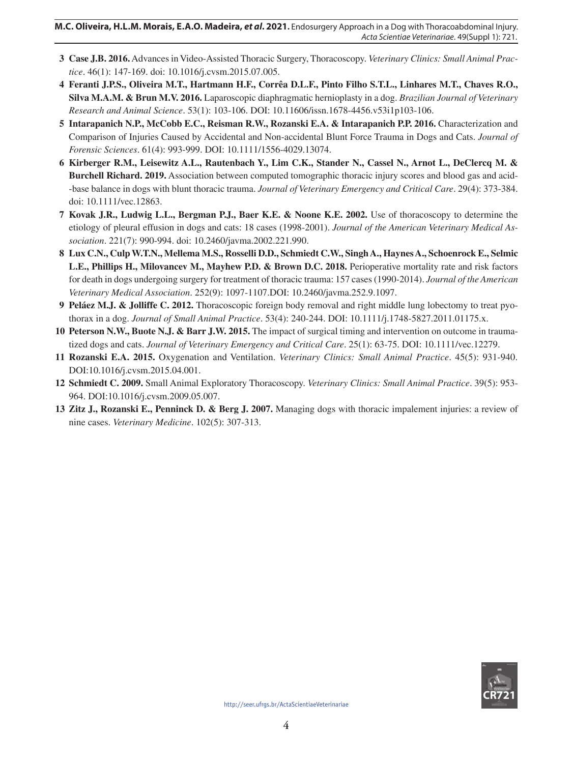3 **Case J.B. 2016.** Advances in Video-Assisted Thoracic Surgery, Thoracoscopy. *Veterinary Clinics: Small Animal Practice*. 46(1): 147-169. doi: 10.1016/j.cvsm.2015.07.005.

4 **Feranti J.P.S., Oliveira M.T., Hartmann H.F., Corrêa D.L.F., Pinto Filho S.T.L., Linhares M.T., Chaves R.O., Silva M.A.M. & Brun M.V. 2016.** Laparoscopic diaphragmatic hernioplasty in a dog. *Brazilian Journal of Veterinary Research and Animal Science*. 53(1): 103-106. DOI: 10.11606/issn.1678-4456.v53i1p103-106.

5 **Intarapanich N.P., McCobb E.C., Reisman R.W., Rozanski E.A. & Intarapanich P.P. 2016.** Characterization and Comparison of Injuries Caused by Accidental and Non-accidental Blunt Force Trauma in Dogs and Cats. *Journal of Forensic Sciences*. 61(4): 993-999. DOI: 10.1111/1556-4029.13074.

6 **Kirberger R.M., Leisewitz A.L., Rautenbach Y., Lim C.K., Stander N., Cassel N., Arnot L., DeClercq M. & Burchell Richard. 2019.** Association between computed tomographic thoracic injury scores and blood gas and acid--base balance in dogs with blunt thoracic trauma. *Journal of Veterinary Emergency and Critical Care*. 29(4): 373-384. doi: 10.1111/vec.12863.

7 **Kovak J.R., Ludwig L.L., Bergman P.J., Baer K.E. & Noone K.E. 2002.** Use of thoracoscopy to determine the etiology of pleural effusion in dogs and cats: 18 cases (1998-2001). *Journal of the American Veterinary Medical Association*. 221(7): 990-994. doi: 10.2460/javma.2002.221.990.

8 **Lux C.N., Culp W.T.N., Mellema M.S., Rosselli D.D., Schmiedt C.W., Singh A., Haynes A., Schoenrock E., Selmic L.E., Phillips H., Milovancev M., Mayhew P.D. & Brown D.C. 2018.** Perioperative mortality rate and risk factors for death in dogs undergoing surgery for treatment of thoracic trauma: 157 cases (1990-2014). *Journal of the American Veterinary Medical Association*. 252(9): 1097-1107.DOI: 10.2460/javma.252.9.1097.

9 **Peláez M.J. & Jolliffe C. 2012.** Thoracoscopic foreign body removal and right middle lung lobectomy to treat pyothorax in a dog. *Journal of Small Animal Practice*. 53(4): 240-244. DOI: 10.1111/j.1748-5827.2011.01175.x.

10 **Peterson N.W., Buote N.J. & Barr J.W. 2015.** The impact of surgical timing and intervention on outcome in traumatized dogs and cats. *Journal of Veterinary Emergency and Critical Care*. 25(1): 63-75. DOI: 10.1111/vec.12279.

11 **Rozanski E.A. 2015.** Oxygenation and Ventilation. *Veterinary Clinics: Small Animal Practice*. 45(5): 931-940. DOI:10.1016/j.cvsm.2015.04.001.

12 **Schmiedt C. 2009.** Small Animal Exploratory Thoracoscopy. *Veterinary Clinics: Small Animal Practice*. 39(5): 953-964. DOI:10.1016/j.cvsm.2009.05.007.

13 **Zitz J., Rozanski E., Penninck D. & Berg J. 2007.** Managing dogs with thoracic impalement injuries: a review of nine cases. *Veterinary Medicine*. 102(5): 307-313.